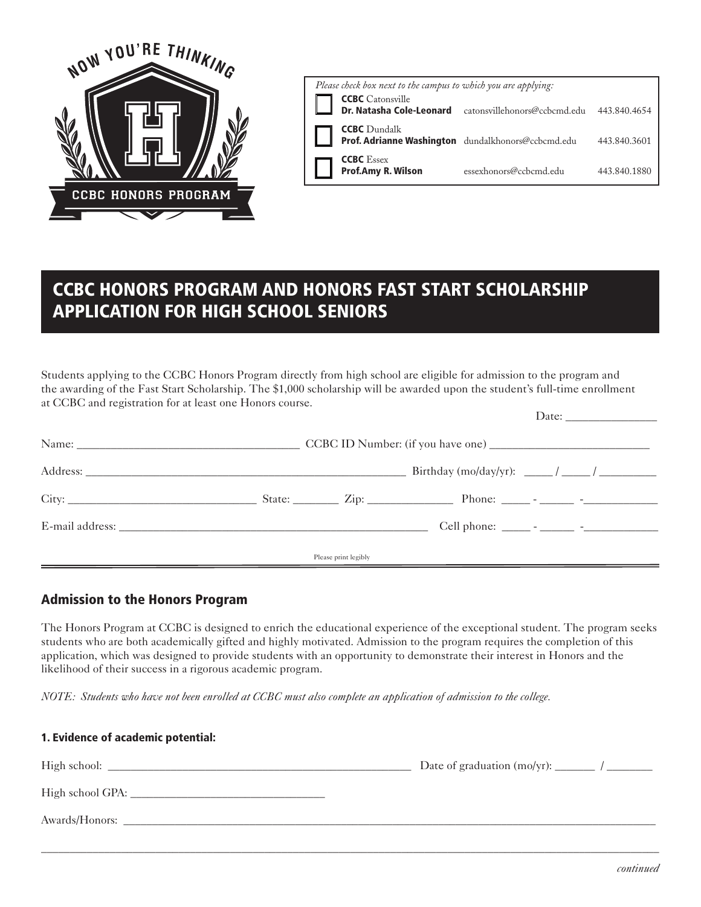NOW YOU'RE THINKING

CCBC HONORS PROGRAM

*Please check box next to the campus to which you are applying:*

| | Campus / Contact | Email | Phone |
|---|---|---|---|
| ☐ | **CCBC** Catonsville<br>**Dr. Natasha Cole-Leonard** | catonsvillehonors@ccbcmd.edu | 443.840.4654 |
| ☐ | **CCBC** Dundalk<br>**Prof. Adrianne Washington** | dundalkhonors@ccbcmd.edu | 443.840.3601 |
| ☐ | **CCBC** Essex<br>**Prof.Amy R. Wilson** | essexhonors@ccbcmd.edu | 443.840.1880 |

# CCBC HONORS PROGRAM AND HONORS FAST START SCHOLARSHIP APPLICATION FOR HIGH SCHOOL SENIORS

Students applying to the CCBC Honors Program directly from high school are eligible for admission to the program and the awarding of the Fast Start Scholarship. The $1,000 scholarship will be awarded upon the student's full-time enrollment at CCBC and registration for at least one Honors course.

Date: _______________

Name: _____________________________________ CCBC ID Number: (if you have one) ___________________________

Address: _______________________________________________________ Birthday (mo/day/yr): _____ / _____ / _________

City: _______________________________ State: _______ Zip: ______________ Phone: _____ - ______ -____________

E-mail address: ____________________________________________________ Cell phone: _____ - ______ -____________

Please print legibly

## Admission to the Honors Program

The Honors Program at CCBC is designed to enrich the educational experience of the exceptional student. The program seeks students who are both academically gifted and highly motivated. Admission to the program requires the completion of this application, which was designed to provide students with an opportunity to demonstrate their interest in Honors and the likelihood of their success in a rigorous academic program.

*NOTE: Students who have not been enrolled at CCBC must also complete an application of admission to the college.*

### 1. Evidence of academic potential:

High school: ____________________________________________________ Date of graduation (mo/yr): _______ / _______

High school GPA: ________________________________

Awards/Honors: ______________________________________________________________________________________________

______________________________________________________________________________________________________________

*continued*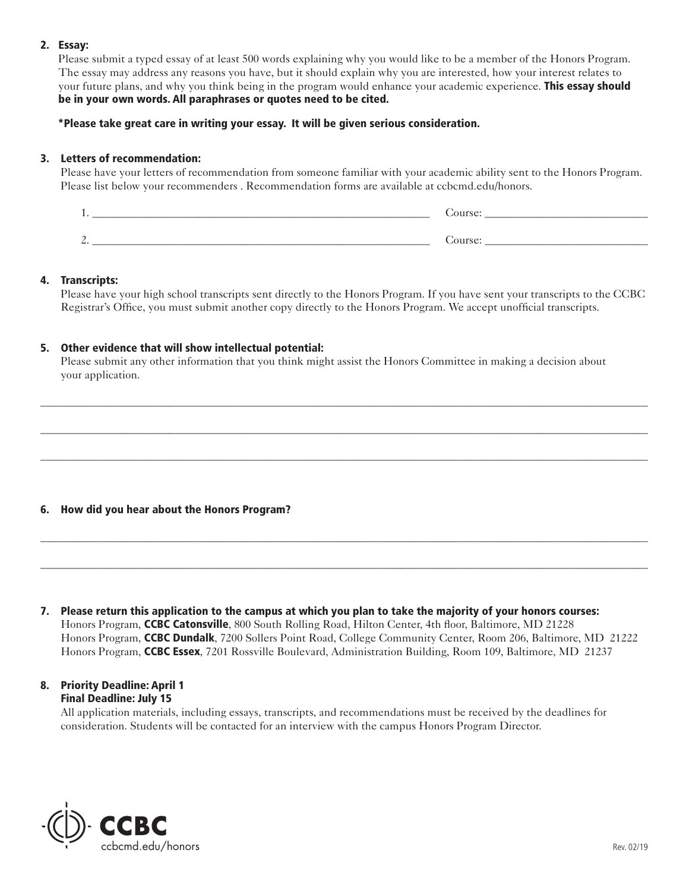2. **Essay:**
   Please submit a typed essay of at least 500 words explaining why you would like to be a member of the Honors Program. The essay may address any reasons you have, but it should explain why you are interested, how your interest relates to your future plans, and why you think being in the program would enhance your academic experience. **This essay should be in your own words. All paraphrases or quotes need to be cited.**

   **\*Please take great care in writing your essay. It will be given serious consideration.**

3. **Letters of recommendation:**
   Please have your letters of recommendation from someone familiar with your academic ability sent to the Honors Program. Please list below your recommenders . Recommendation forms are available at ccbcmd.edu/honors.

   1. ______________________________ Course: ______________________________

   2. ______________________________ Course: ______________________________

4. **Transcripts:**
   Please have your high school transcripts sent directly to the Honors Program. If you have sent your transcripts to the CCBC Registrar's Office, you must submit another copy directly to the Honors Program. We accept unofficial transcripts.

5. **Other evidence that will show intellectual potential:**
   Please submit any other information that you think might assist the Honors Committee in making a decision about your application.

______________________________________________________________________________

______________________________________________________________________________

______________________________________________________________________________

6. **How did you hear about the Honors Program?**

______________________________________________________________________________

______________________________________________________________________________

7. **Please return this application to the campus at which you plan to take the majority of your honors courses:**
   Honors Program, **CCBC Catonsville**, 800 South Rolling Road, Hilton Center, 4th floor, Baltimore, MD 21228
   Honors Program, **CCBC Dundalk**, 7200 Sollers Point Road, College Community Center, Room 206, Baltimore, MD 21222
   Honors Program, **CCBC Essex**, 7201 Rossville Boulevard, Administration Building, Room 109, Baltimore, MD 21237

8. **Priority Deadline: April 1**
   **Final Deadline: July 15**
   All application materials, including essays, transcripts, and recommendations must be received by the deadlines for consideration. Students will be contacted for an interview with the campus Honors Program Director.

CCBC
ccbcmd.edu/honors

Rev. 02/19